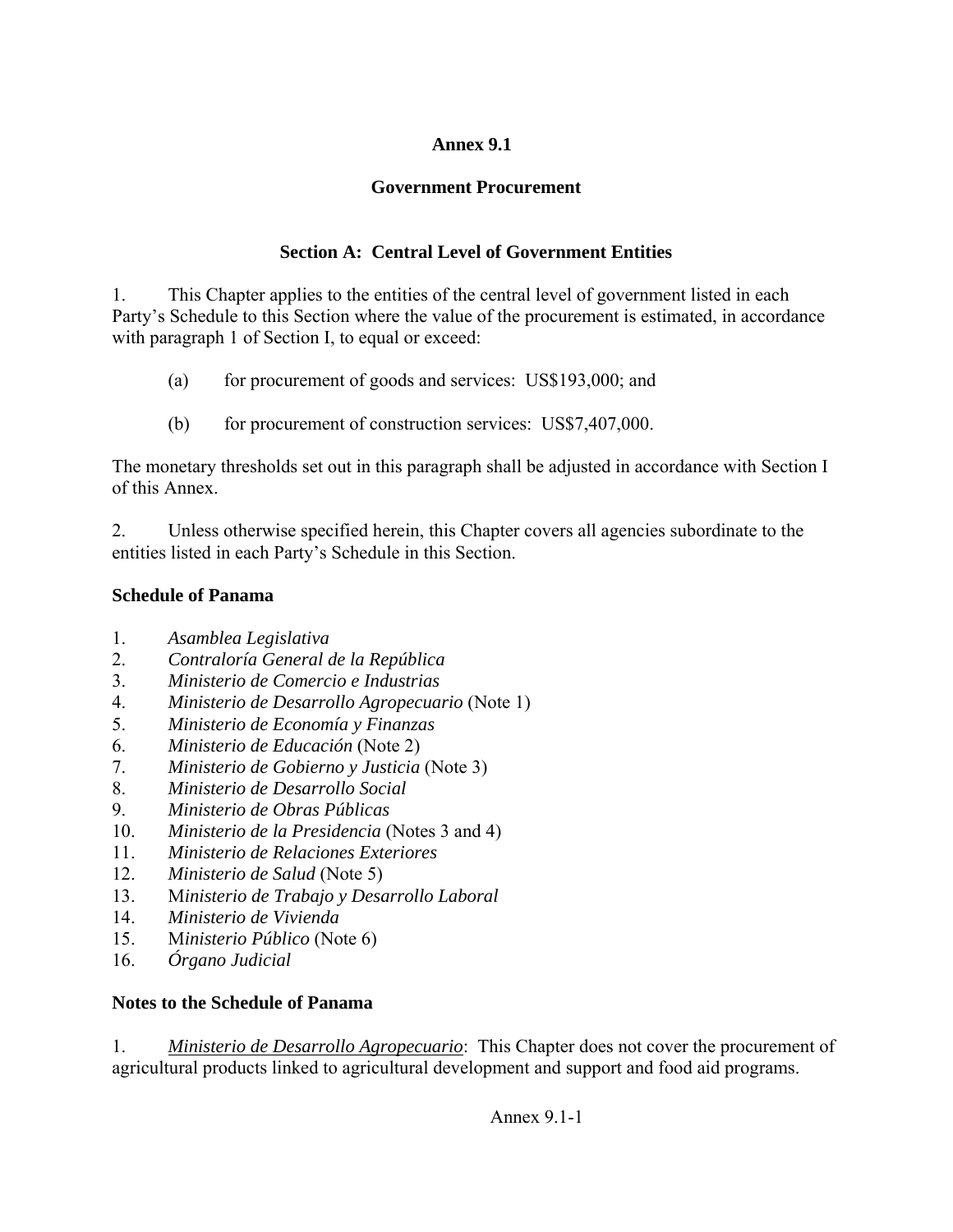# Annex 9.1

## Government Procurement

### Section A: Central Level of Government Entities

1. This Chapter applies to the entities of the central level of government listed in each Party's Schedule to this Section where the value of the procurement is estimated, in accordance with paragraph 1 of Section I, to equal or exceed:

   (a) for procurement of goods and services: US$193,000; and

   (b) for procurement of construction services: US$7,407,000.

The monetary thresholds set out in this paragraph shall be adjusted in accordance with Section I of this Annex.

2. Unless otherwise specified herein, this Chapter covers all agencies subordinate to the entities listed in each Party's Schedule in this Section.

**Schedule of Panama**

1. *Asamblea Legislativa*
2. *Contraloría General de la República*
3. *Ministerio de Comercio e Industrias*
4. *Ministerio de Desarrollo Agropecuario* (Note 1)
5. *Ministerio de Economía y Finanzas*
6. *Ministerio de Educación* (Note 2)
7. *Ministerio de Gobierno y Justicia* (Note 3)
8. *Ministerio de Desarrollo Social*
9. *Ministerio de Obras Públicas*
10. *Ministerio de la Presidencia* (Notes 3 and 4)
11. *Ministerio de Relaciones Exteriores*
12. *Ministerio de Salud* (Note 5)
13. *Ministerio de Trabajo y Desarrollo Laboral*
14. *Ministerio de Vivienda*
15. *Ministerio Público* (Note 6)
16. *Órgano Judicial*

**Notes to the Schedule of Panama**

1. *Ministerio de Desarrollo Agropecuario*: This Chapter does not cover the procurement of agricultural products linked to agricultural development and support and food aid programs.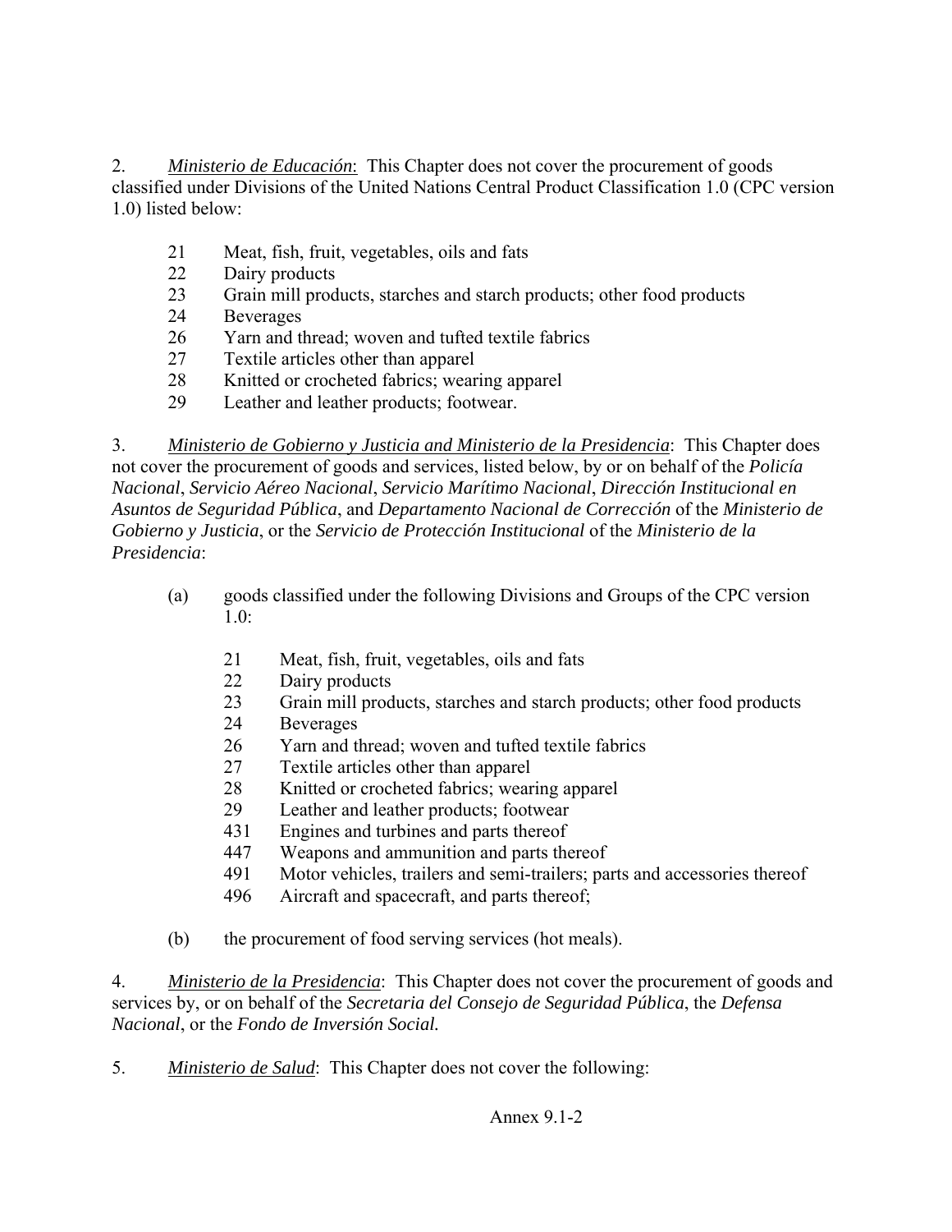2. *Ministerio de Educación*: This Chapter does not cover the procurement of goods classified under Divisions of the United Nations Central Product Classification 1.0 (CPC version 1.0) listed below:

- 21 Meat, fish, fruit, vegetables, oils and fats
- 22 Dairy products
- 23 Grain mill products, starches and starch products; other food products
- 24 Beverages
- 26 Yarn and thread; woven and tufted textile fabrics
- 27 Textile articles other than apparel
- 28 Knitted or crocheted fabrics; wearing apparel
- 29 Leather and leather products; footwear.

3. *Ministerio de Gobierno y Justicia and Ministerio de la Presidencia*: This Chapter does not cover the procurement of goods and services, listed below, by or on behalf of the *Policía Nacional*, *Servicio Aéreo Nacional*, *Servicio Marítimo Nacional*, *Dirección Institucional en Asuntos de Seguridad Pública*, and *Departamento Nacional de Corrección* of the *Ministerio de Gobierno y Justicia*, or the *Servicio de Protección Institucional* of the *Ministerio de la Presidencia*:

(a) goods classified under the following Divisions and Groups of the CPC version 1.0:

- 21 Meat, fish, fruit, vegetables, oils and fats
- 22 Dairy products
- 23 Grain mill products, starches and starch products; other food products
- 24 Beverages
- 26 Yarn and thread; woven and tufted textile fabrics
- 27 Textile articles other than apparel
- 28 Knitted or crocheted fabrics; wearing apparel
- 29 Leather and leather products; footwear
- 431 Engines and turbines and parts thereof
- 447 Weapons and ammunition and parts thereof
- 491 Motor vehicles, trailers and semi-trailers; parts and accessories thereof
- 496 Aircraft and spacecraft, and parts thereof;

(b) the procurement of food serving services (hot meals).

4. *Ministerio de la Presidencia*: This Chapter does not cover the procurement of goods and services by, or on behalf of the *Secretaria del Consejo de Seguridad Pública*, the *Defensa Nacional*, or the *Fondo de Inversión Social.*

5. *Ministerio de Salud*: This Chapter does not cover the following: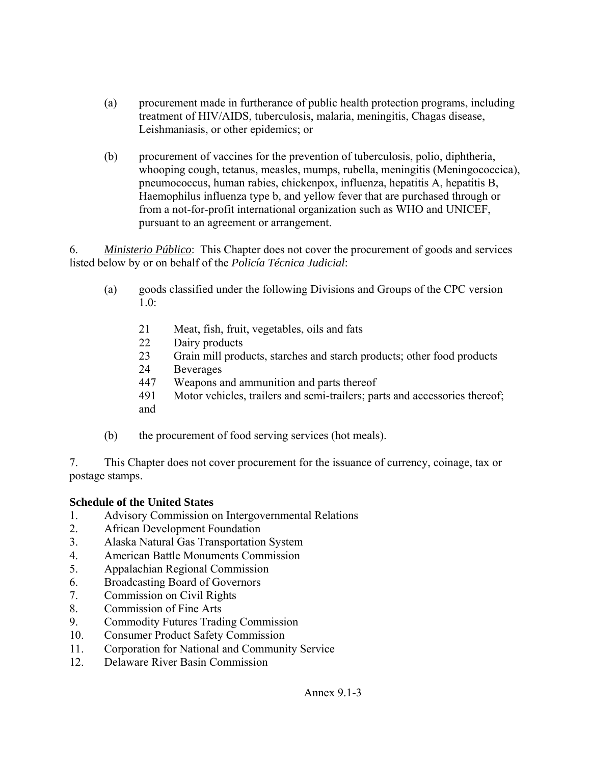(a) procurement made in furtherance of public health protection programs, including treatment of HIV/AIDS, tuberculosis, malaria, meningitis, Chagas disease, Leishmaniasis, or other epidemics; or

(b) procurement of vaccines for the prevention of tuberculosis, polio, diphtheria, whooping cough, tetanus, measles, mumps, rubella, meningitis (Meningococcica), pneumococcus, human rabies, chickenpox, influenza, hepatitis A, hepatitis B, Haemophilus influenza type b, and yellow fever that are purchased through or from a not-for-profit international organization such as WHO and UNICEF, pursuant to an agreement or arrangement.

6. *Ministerio Público*: This Chapter does not cover the procurement of goods and services listed below by or on behalf of the *Policía Técnica Judicial*:

(a) goods classified under the following Divisions and Groups of the CPC version 1.0:

21 Meat, fish, fruit, vegetables, oils and fats
22 Dairy products
23 Grain mill products, starches and starch products; other food products
24 Beverages
447 Weapons and ammunition and parts thereof
491 Motor vehicles, trailers and semi-trailers; parts and accessories thereof; and

(b) the procurement of food serving services (hot meals).

7. This Chapter does not cover procurement for the issuance of currency, coinage, tax or postage stamps.

**Schedule of the United States**

1. Advisory Commission on Intergovernmental Relations
2. African Development Foundation
3. Alaska Natural Gas Transportation System
4. American Battle Monuments Commission
5. Appalachian Regional Commission
6. Broadcasting Board of Governors
7. Commission on Civil Rights
8. Commission of Fine Arts
9. Commodity Futures Trading Commission
10. Consumer Product Safety Commission
11. Corporation for National and Community Service
12. Delaware River Basin Commission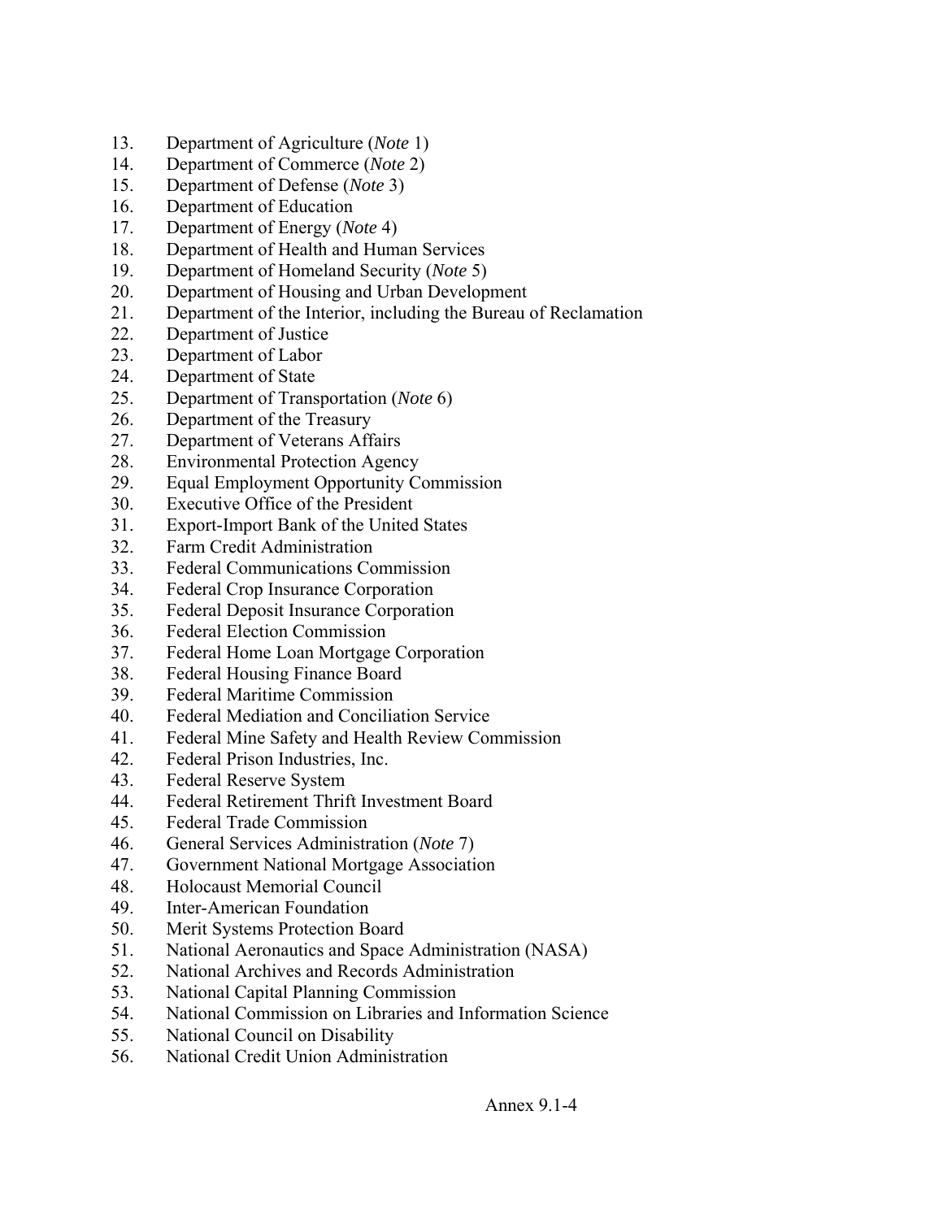13. Department of Agriculture (*Note* 1)
14. Department of Commerce (*Note* 2)
15. Department of Defense (*Note* 3)
16. Department of Education
17. Department of Energy (*Note* 4)
18. Department of Health and Human Services
19. Department of Homeland Security (*Note* 5)
20. Department of Housing and Urban Development
21. Department of the Interior, including the Bureau of Reclamation
22. Department of Justice
23. Department of Labor
24. Department of State
25. Department of Transportation (*Note* 6)
26. Department of the Treasury
27. Department of Veterans Affairs
28. Environmental Protection Agency
29. Equal Employment Opportunity Commission
30. Executive Office of the President
31. Export-Import Bank of the United States
32. Farm Credit Administration
33. Federal Communications Commission
34. Federal Crop Insurance Corporation
35. Federal Deposit Insurance Corporation
36. Federal Election Commission
37. Federal Home Loan Mortgage Corporation
38. Federal Housing Finance Board
39. Federal Maritime Commission
40. Federal Mediation and Conciliation Service
41. Federal Mine Safety and Health Review Commission
42. Federal Prison Industries, Inc.
43. Federal Reserve System
44. Federal Retirement Thrift Investment Board
45. Federal Trade Commission
46. General Services Administration (*Note* 7)
47. Government National Mortgage Association
48. Holocaust Memorial Council
49. Inter-American Foundation
50. Merit Systems Protection Board
51. National Aeronautics and Space Administration (NASA)
52. National Archives and Records Administration
53. National Capital Planning Commission
54. National Commission on Libraries and Information Science
55. National Council on Disability
56. National Credit Union Administration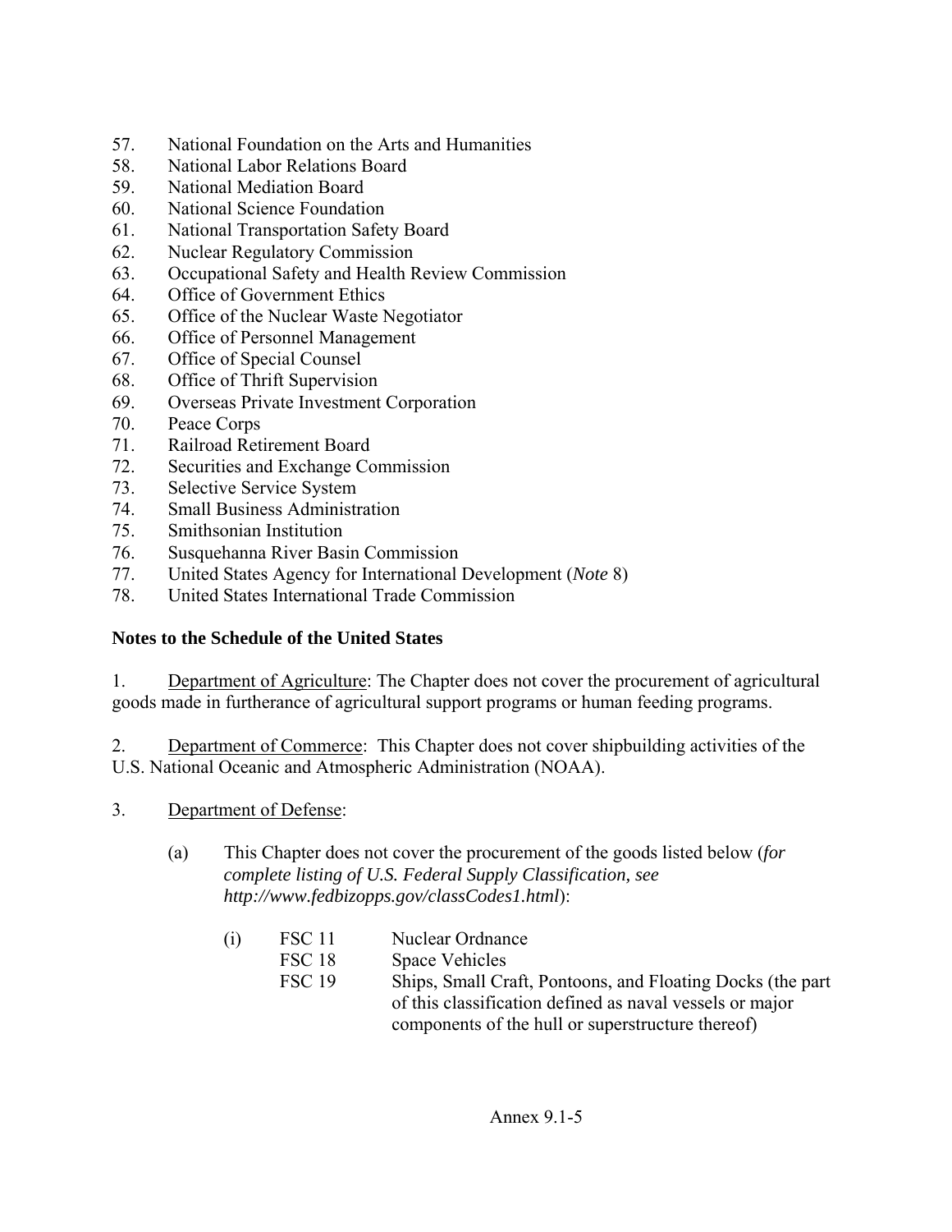57. National Foundation on the Arts and Humanities
58. National Labor Relations Board
59. National Mediation Board
60. National Science Foundation
61. National Transportation Safety Board
62. Nuclear Regulatory Commission
63. Occupational Safety and Health Review Commission
64. Office of Government Ethics
65. Office of the Nuclear Waste Negotiator
66. Office of Personnel Management
67. Office of Special Counsel
68. Office of Thrift Supervision
69. Overseas Private Investment Corporation
70. Peace Corps
71. Railroad Retirement Board
72. Securities and Exchange Commission
73. Selective Service System
74. Small Business Administration
75. Smithsonian Institution
76. Susquehanna River Basin Commission
77. United States Agency for International Development (*Note* 8)
78. United States International Trade Commission

**Notes to the Schedule of the United States**

1. Department of Agriculture: The Chapter does not cover the procurement of agricultural goods made in furtherance of agricultural support programs or human feeding programs.

2. Department of Commerce: This Chapter does not cover shipbuilding activities of the U.S. National Oceanic and Atmospheric Administration (NOAA).

3. Department of Defense:

   (a) This Chapter does not cover the procurement of the goods listed below (*for complete listing of U.S. Federal Supply Classification, see http://www.fedbizopps.gov/classCodes1.html*):

      (i) FSC 11 Nuclear Ordnance
      FSC 18 Space Vehicles
      FSC 19 Ships, Small Craft, Pontoons, and Floating Docks (the part of this classification defined as naval vessels or major components of the hull or superstructure thereof)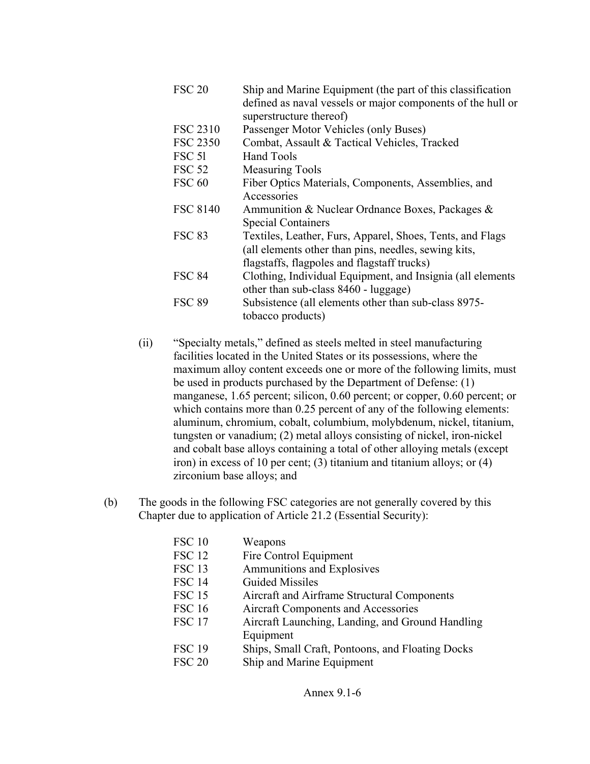| | |
|---|---|
| FSC 20 | Ship and Marine Equipment (the part of this classification defined as naval vessels or major components of the hull or superstructure thereof) |
| FSC 2310 | Passenger Motor Vehicles (only Buses) |
| FSC 2350 | Combat, Assault & Tactical Vehicles, Tracked |
| FSC 5l | Hand Tools |
| FSC 52 | Measuring Tools |
| FSC 60 | Fiber Optics Materials, Components, Assemblies, and Accessories |
| FSC 8140 | Ammunition & Nuclear Ordnance Boxes, Packages & Special Containers |
| FSC 83 | Textiles, Leather, Furs, Apparel, Shoes, Tents, and Flags (all elements other than pins, needles, sewing kits, flagstaffs, flagpoles and flagstaff trucks) |
| FSC 84 | Clothing, Individual Equipment, and Insignia (all elements other than sub-class 8460 - luggage) |
| FSC 89 | Subsistence (all elements other than sub-class 8975- tobacco products) |

(ii) "Specialty metals," defined as steels melted in steel manufacturing facilities located in the United States or its possessions, where the maximum alloy content exceeds one or more of the following limits, must be used in products purchased by the Department of Defense: (1) manganese, 1.65 percent; silicon, 0.60 percent; or copper, 0.60 percent; or which contains more than 0.25 percent of any of the following elements: aluminum, chromium, cobalt, columbium, molybdenum, nickel, titanium, tungsten or vanadium; (2) metal alloys consisting of nickel, iron-nickel and cobalt base alloys containing a total of other alloying metals (except iron) in excess of 10 per cent; (3) titanium and titanium alloys; or (4) zirconium base alloys; and

(b) The goods in the following FSC categories are not generally covered by this Chapter due to application of Article 21.2 (Essential Security):

| | |
|---|---|
| FSC 10 | Weapons |
| FSC 12 | Fire Control Equipment |
| FSC 13 | Ammunitions and Explosives |
| FSC 14 | Guided Missiles |
| FSC 15 | Aircraft and Airframe Structural Components |
| FSC 16 | Aircraft Components and Accessories |
| FSC 17 | Aircraft Launching, Landing, and Ground Handling Equipment |
| FSC 19 | Ships, Small Craft, Pontoons, and Floating Docks |
| FSC 20 | Ship and Marine Equipment |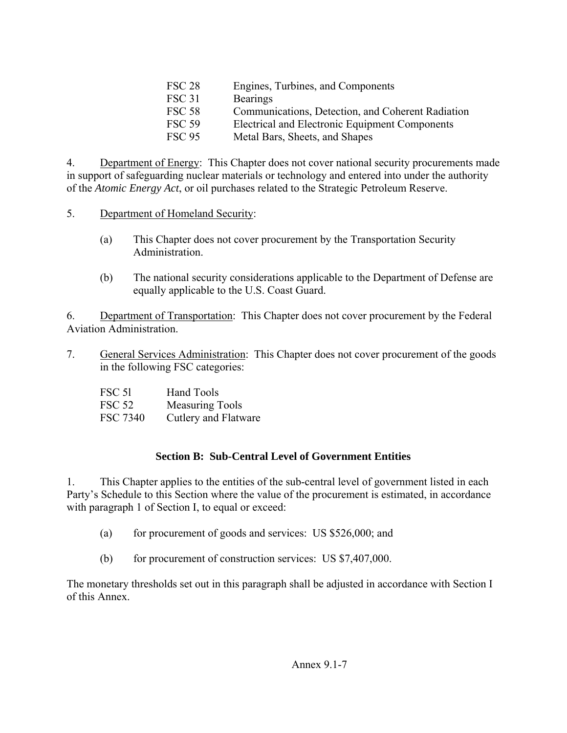| | |
|---|---|
| FSC 28 | Engines, Turbines, and Components |
| FSC 31 | Bearings |
| FSC 58 | Communications, Detection, and Coherent Radiation |
| FSC 59 | Electrical and Electronic Equipment Components |
| FSC 95 | Metal Bars, Sheets, and Shapes |

4. Department of Energy: This Chapter does not cover national security procurements made in support of safeguarding nuclear materials or technology and entered into under the authority of the *Atomic Energy Act*, or oil purchases related to the Strategic Petroleum Reserve.

5. Department of Homeland Security:

   (a) This Chapter does not cover procurement by the Transportation Security Administration.

   (b) The national security considerations applicable to the Department of Defense are equally applicable to the U.S. Coast Guard.

6. Department of Transportation: This Chapter does not cover procurement by the Federal Aviation Administration.

7. General Services Administration: This Chapter does not cover procurement of the goods in the following FSC categories:

| | |
|---|---|
| FSC 5l | Hand Tools |
| FSC 52 | Measuring Tools |
| FSC 7340 | Cutlery and Flatware |

**Section B: Sub-Central Level of Government Entities**

1. This Chapter applies to the entities of the sub-central level of government listed in each Party's Schedule to this Section where the value of the procurement is estimated, in accordance with paragraph 1 of Section I, to equal or exceed:

   (a) for procurement of goods and services: US $526,000; and

   (b) for procurement of construction services: US $7,407,000.

The monetary thresholds set out in this paragraph shall be adjusted in accordance with Section I of this Annex.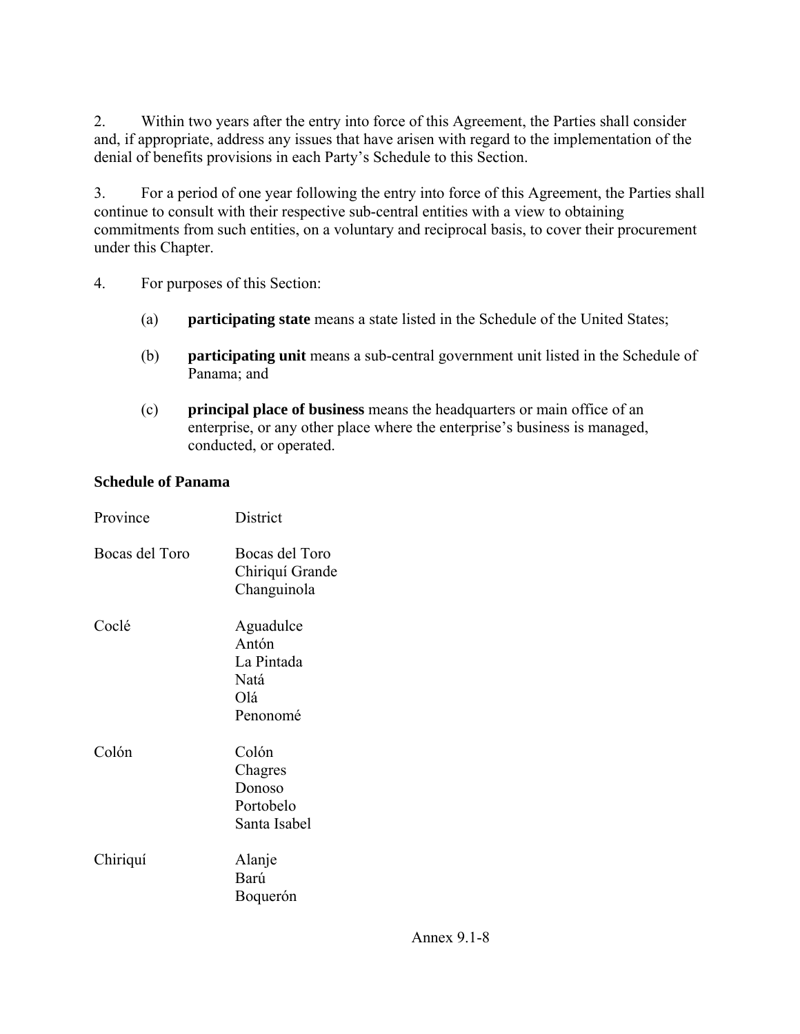2. Within two years after the entry into force of this Agreement, the Parties shall consider and, if appropriate, address any issues that have arisen with regard to the implementation of the denial of benefits provisions in each Party's Schedule to this Section.

3. For a period of one year following the entry into force of this Agreement, the Parties shall continue to consult with their respective sub-central entities with a view to obtaining commitments from such entities, on a voluntary and reciprocal basis, to cover their procurement under this Chapter.

4. For purposes of this Section:

   (a) **participating state** means a state listed in the Schedule of the United States;

   (b) **participating unit** means a sub-central government unit listed in the Schedule of Panama; and

   (c) **principal place of business** means the headquarters or main office of an enterprise, or any other place where the enterprise's business is managed, conducted, or operated.

**Schedule of Panama**

| Province | District |
|---|---|
| Bocas del Toro | Bocas del Toro<br>Chiriquí Grande<br>Changuinola |
| Coclé | Aguadulce<br>Antón<br>La Pintada<br>Natá<br>Olá<br>Penonomé |
| Colón | Colón<br>Chagres<br>Donoso<br>Portobelo<br>Santa Isabel |
| Chiriquí | Alanje<br>Barú<br>Boquerón |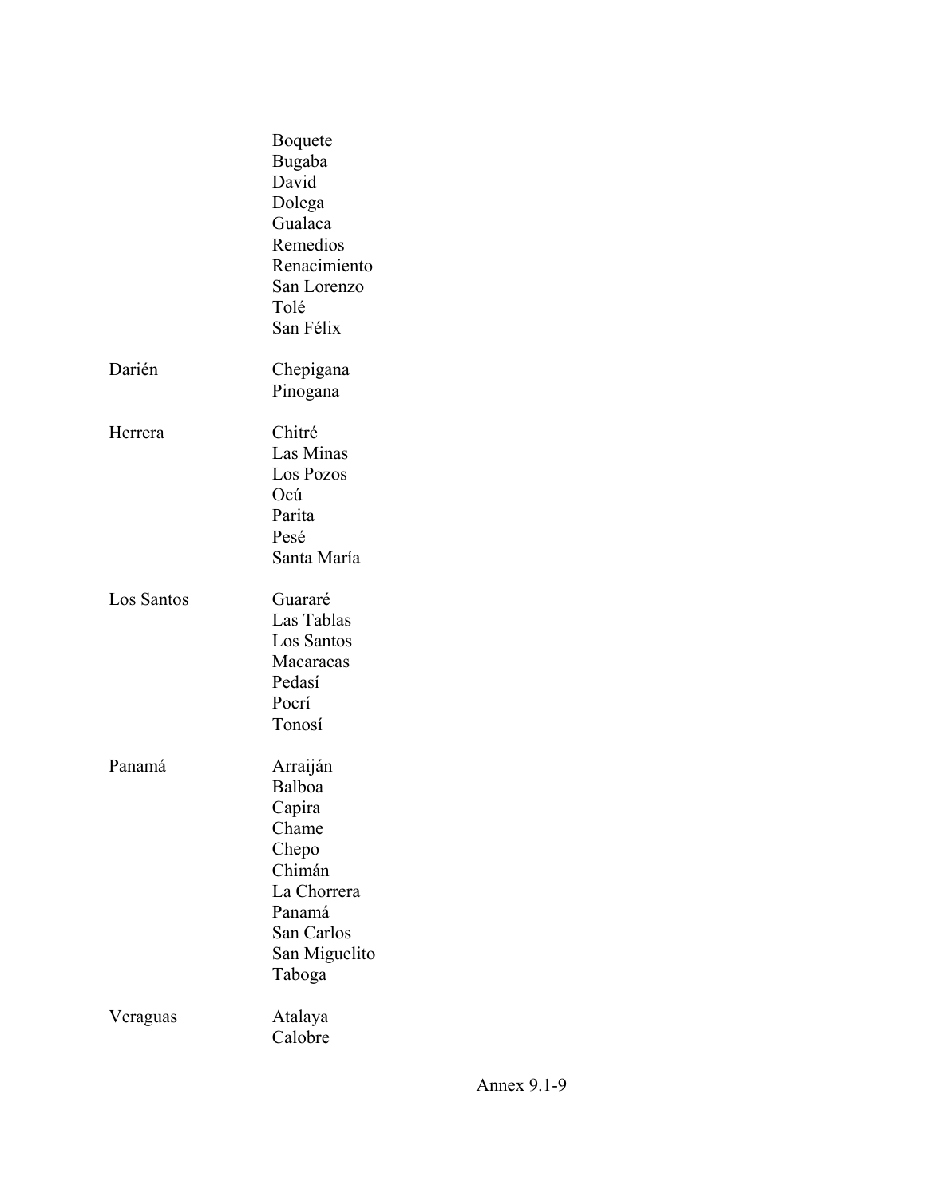| | |
|---|---|
| | Boquete |
| | Bugaba |
| | David |
| | Dolega |
| | Gualaca |
| | Remedios |
| | Renacimiento |
| | San Lorenzo |
| | Tolé |
| | San Félix |
| Darién | Chepigana |
| | Pinogana |
| Herrera | Chitré |
| | Las Minas |
| | Los Pozos |
| | Ocú |
| | Parita |
| | Pesé |
| | Santa María |
| Los Santos | Guararé |
| | Las Tablas |
| | Los Santos |
| | Macaracas |
| | Pedasí |
| | Pocrí |
| | Tonosí |
| Panamá | Arraiján |
| | Balboa |
| | Capira |
| | Chame |
| | Chepo |
| | Chimán |
| | La Chorrera |
| | Panamá |
| | San Carlos |
| | San Miguelito |
| | Taboga |
| Veraguas | Atalaya |
| | Calobre |

Annex 9.1-9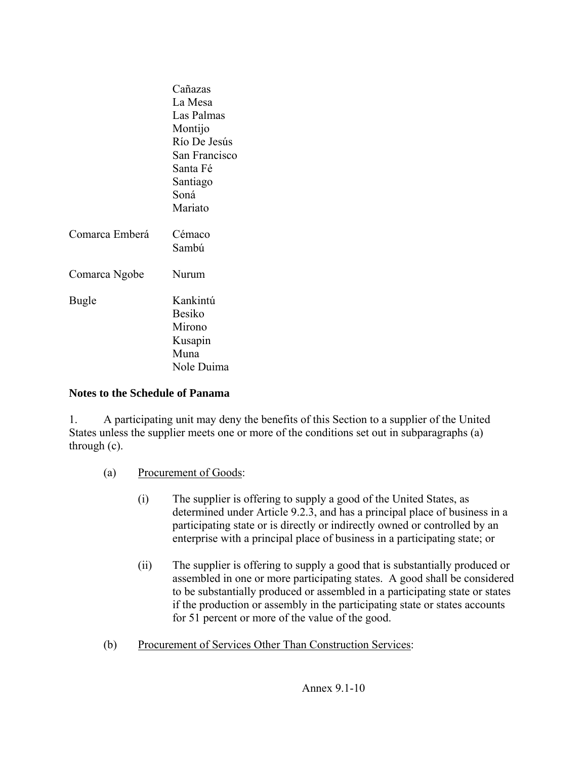| | |
|---|---|
| | Cañazas<br>La Mesa<br>Las Palmas<br>Montijo<br>Río De Jesús<br>San Francisco<br>Santa Fé<br>Santiago<br>Soná<br>Mariato |
| Comarca Emberá | Cémaco<br>Sambú |
| Comarca Ngobe | Nurum |
| Bugle | Kankintú<br>Besiko<br>Mirono<br>Kusapin<br>Muna<br>Nole Duima |

**Notes to the Schedule of Panama**

1. A participating unit may deny the benefits of this Section to a supplier of the United States unless the supplier meets one or more of the conditions set out in subparagraphs (a) through (c).

   (a) Procurement of Goods:

      (i) The supplier is offering to supply a good of the United States, as determined under Article 9.2.3, and has a principal place of business in a participating state or is directly or indirectly owned or controlled by an enterprise with a principal place of business in a participating state; or

      (ii) The supplier is offering to supply a good that is substantially produced or assembled in one or more participating states. A good shall be considered to be substantially produced or assembled in a participating state or states if the production or assembly in the participating state or states accounts for 51 percent or more of the value of the good.

   (b) Procurement of Services Other Than Construction Services: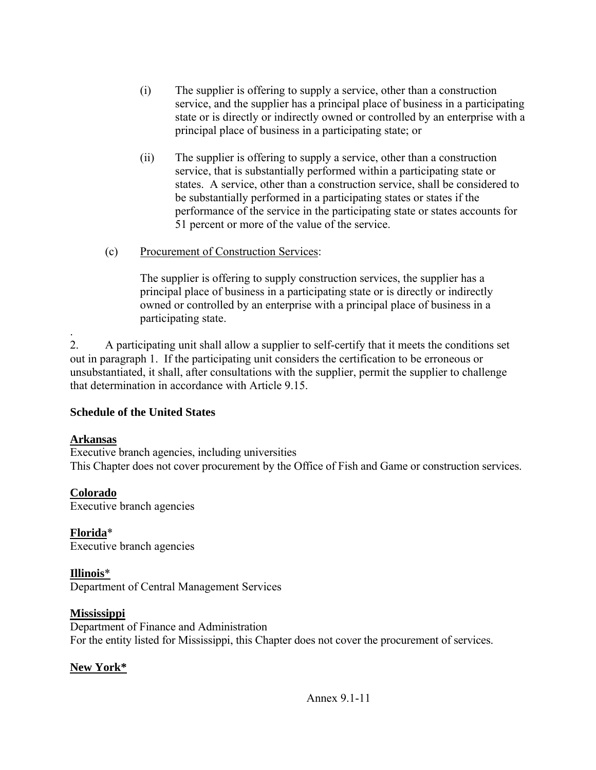(i) The supplier is offering to supply a service, other than a construction service, and the supplier has a principal place of business in a participating state or is directly or indirectly owned or controlled by an enterprise with a principal place of business in a participating state; or

(ii) The supplier is offering to supply a service, other than a construction service, that is substantially performed within a participating state or states. A service, other than a construction service, shall be considered to be substantially performed in a participating states or states if the performance of the service in the participating state or states accounts for 51 percent or more of the value of the service.

(c) Procurement of Construction Services:

The supplier is offering to supply construction services, the supplier has a principal place of business in a participating state or is directly or indirectly owned or controlled by an enterprise with a principal place of business in a participating state.

.
2. A participating unit shall allow a supplier to self-certify that it meets the conditions set out in paragraph 1. If the participating unit considers the certification to be erroneous or unsubstantiated, it shall, after consultations with the supplier, permit the supplier to challenge that determination in accordance with Article 9.15.

**Schedule of the United States**

**Arkansas**
Executive branch agencies, including universities
This Chapter does not cover procurement by the Office of Fish and Game or construction services.

**Colorado**
Executive branch agencies

**Florida***
Executive branch agencies

**Illinois***
Department of Central Management Services

**Mississippi**
Department of Finance and Administration
For the entity listed for Mississippi, this Chapter does not cover the procurement of services.

**New York***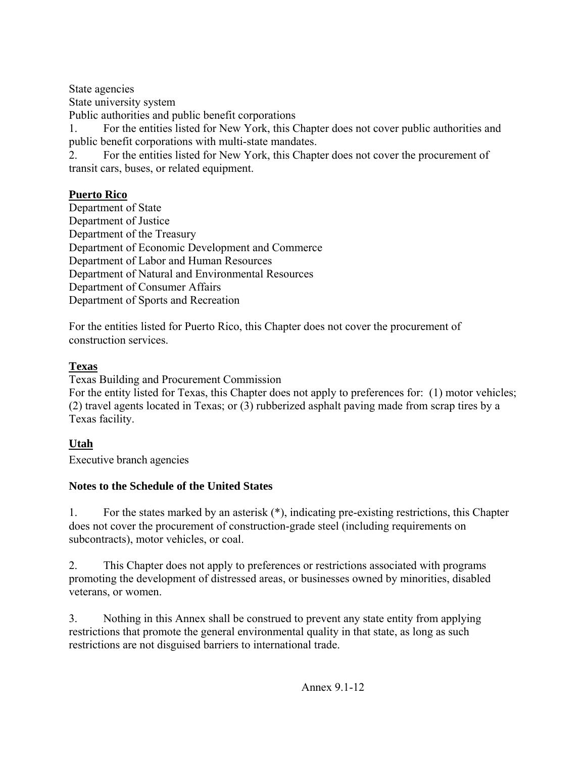State agencies
State university system
Public authorities and public benefit corporations

1. For the entities listed for New York, this Chapter does not cover public authorities and public benefit corporations with multi-state mandates.
2. For the entities listed for New York, this Chapter does not cover the procurement of transit cars, buses, or related equipment.

**Puerto Rico**

Department of State
Department of Justice
Department of the Treasury
Department of Economic Development and Commerce
Department of Labor and Human Resources
Department of Natural and Environmental Resources
Department of Consumer Affairs
Department of Sports and Recreation

For the entities listed for Puerto Rico, this Chapter does not cover the procurement of construction services.

**Texas**

Texas Building and Procurement Commission
For the entity listed for Texas, this Chapter does not apply to preferences for: (1) motor vehicles; (2) travel agents located in Texas; or (3) rubberized asphalt paving made from scrap tires by a Texas facility.

**Utah**

Executive branch agencies

**Notes to the Schedule of the United States**

1. For the states marked by an asterisk (*), indicating pre-existing restrictions, this Chapter does not cover the procurement of construction-grade steel (including requirements on subcontracts), motor vehicles, or coal.

2. This Chapter does not apply to preferences or restrictions associated with programs promoting the development of distressed areas, or businesses owned by minorities, disabled veterans, or women.

3. Nothing in this Annex shall be construed to prevent any state entity from applying restrictions that promote the general environmental quality in that state, as long as such restrictions are not disguised barriers to international trade.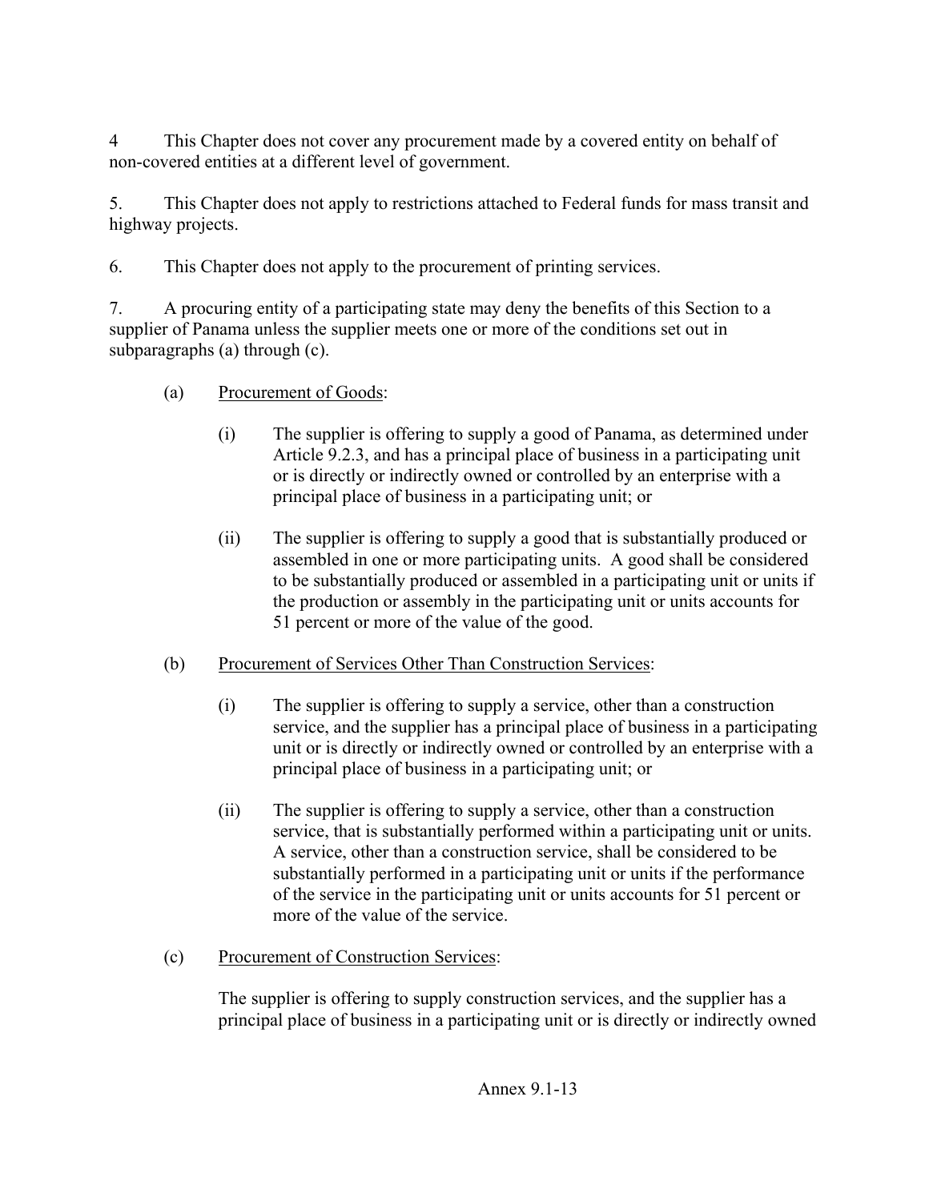4 This Chapter does not cover any procurement made by a covered entity on behalf of non-covered entities at a different level of government.

5. This Chapter does not apply to restrictions attached to Federal funds for mass transit and highway projects.

6. This Chapter does not apply to the procurement of printing services.

7. A procuring entity of a participating state may deny the benefits of this Section to a supplier of Panama unless the supplier meets one or more of the conditions set out in subparagraphs (a) through (c).

(a) Procurement of Goods:

(i) The supplier is offering to supply a good of Panama, as determined under Article 9.2.3, and has a principal place of business in a participating unit or is directly or indirectly owned or controlled by an enterprise with a principal place of business in a participating unit; or

(ii) The supplier is offering to supply a good that is substantially produced or assembled in one or more participating units. A good shall be considered to be substantially produced or assembled in a participating unit or units if the production or assembly in the participating unit or units accounts for 51 percent or more of the value of the good.

(b) Procurement of Services Other Than Construction Services:

(i) The supplier is offering to supply a service, other than a construction service, and the supplier has a principal place of business in a participating unit or is directly or indirectly owned or controlled by an enterprise with a principal place of business in a participating unit; or

(ii) The supplier is offering to supply a service, other than a construction service, that is substantially performed within a participating unit or units. A service, other than a construction service, shall be considered to be substantially performed in a participating unit or units if the performance of the service in the participating unit or units accounts for 51 percent or more of the value of the service.

(c) Procurement of Construction Services:

The supplier is offering to supply construction services, and the supplier has a principal place of business in a participating unit or is directly or indirectly owned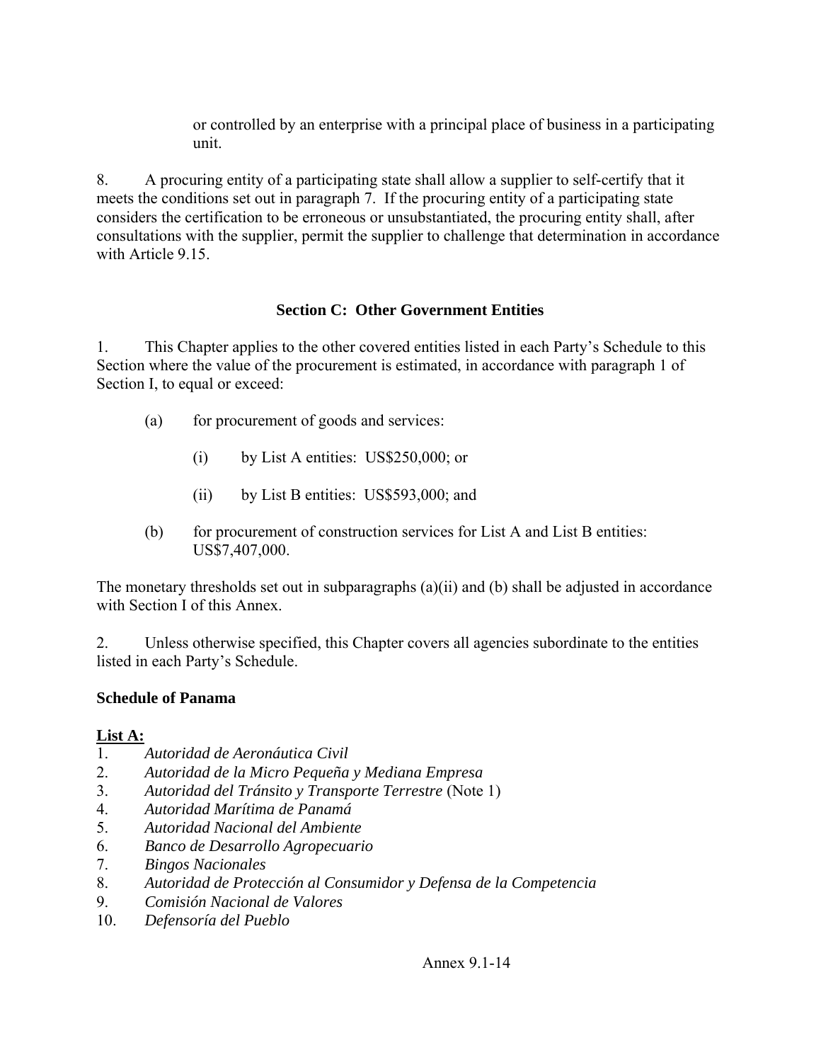or controlled by an enterprise with a principal place of business in a participating unit.

8. A procuring entity of a participating state shall allow a supplier to self-certify that it meets the conditions set out in paragraph 7. If the procuring entity of a participating state considers the certification to be erroneous or unsubstantiated, the procuring entity shall, after consultations with the supplier, permit the supplier to challenge that determination in accordance with Article 9.15.

### Section C: Other Government Entities

1. This Chapter applies to the other covered entities listed in each Party's Schedule to this Section where the value of the procurement is estimated, in accordance with paragraph 1 of Section I, to equal or exceed:

   (a) for procurement of goods and services:

      (i) by List A entities: US$250,000; or

      (ii) by List B entities: US$593,000; and

   (b) for procurement of construction services for List A and List B entities: US$7,407,000.

The monetary thresholds set out in subparagraphs (a)(ii) and (b) shall be adjusted in accordance with Section I of this Annex.

2. Unless otherwise specified, this Chapter covers all agencies subordinate to the entities listed in each Party's Schedule.

**Schedule of Panama**

**List A:**

1. *Autoridad de Aeronáutica Civil*
2. *Autoridad de la Micro Pequeña y Mediana Empresa*
3. *Autoridad del Tránsito y Transporte Terrestre* (Note 1)
4. *Autoridad Marítima de Panamá*
5. *Autoridad Nacional del Ambiente*
6. *Banco de Desarrollo Agropecuario*
7. *Bingos Nacionales*
8. *Autoridad de Protección al Consumidor y Defensa de la Competencia*
9. *Comisión Nacional de Valores*
10. *Defensoría del Pueblo*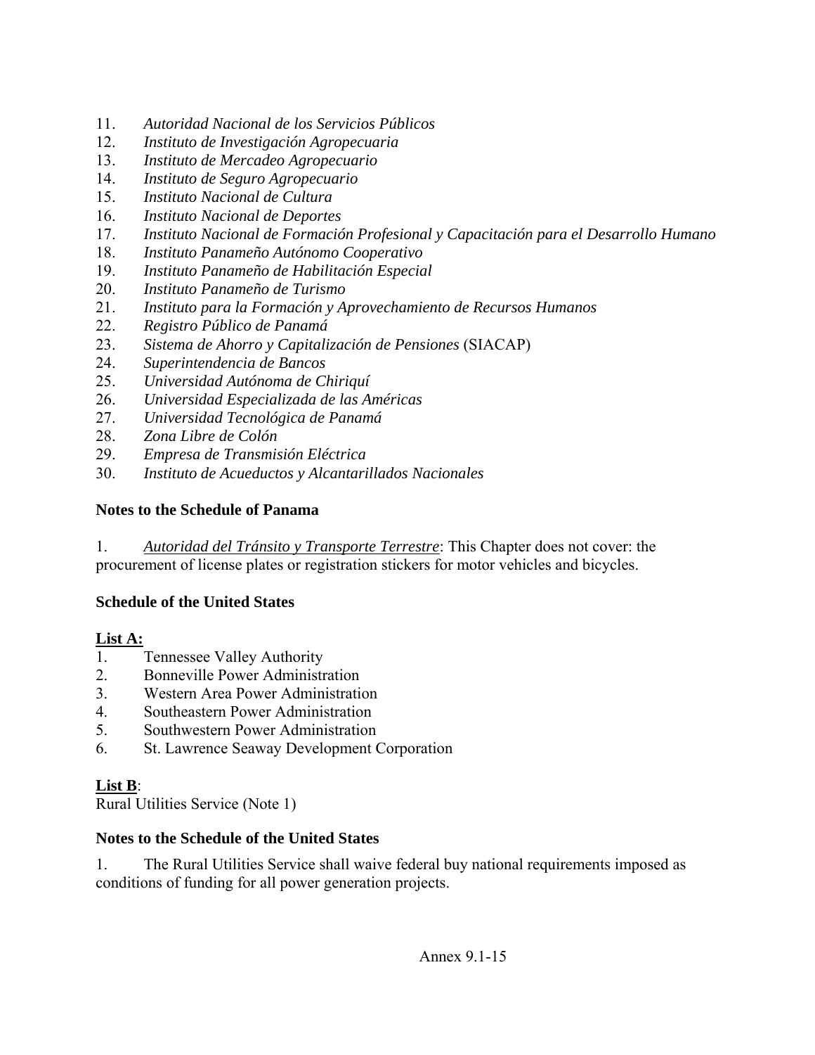11. *Autoridad Nacional de los Servicios Públicos*
12. *Instituto de Investigación Agropecuaria*
13. *Instituto de Mercadeo Agropecuario*
14. *Instituto de Seguro Agropecuario*
15. *Instituto Nacional de Cultura*
16. *Instituto Nacional de Deportes*
17. *Instituto Nacional de Formación Profesional y Capacitación para el Desarrollo Humano*
18. *Instituto Panameño Autónomo Cooperativo*
19. *Instituto Panameño de Habilitación Especial*
20. *Instituto Panameño de Turismo*
21. *Instituto para la Formación y Aprovechamiento de Recursos Humanos*
22. *Registro Público de Panamá*
23. *Sistema de Ahorro y Capitalización de Pensiones* (SIACAP)
24. *Superintendencia de Bancos*
25. *Universidad Autónoma de Chiriquí*
26. *Universidad Especializada de las Américas*
27. *Universidad Tecnológica de Panamá*
28. *Zona Libre de Colón*
29. *Empresa de Transmisión Eléctrica*
30. *Instituto de Acueductos y Alcantarillados Nacionales*

**Notes to the Schedule of Panama**

1. *Autoridad del Tránsito y Transporte Terrestre*: This Chapter does not cover: the procurement of license plates or registration stickers for motor vehicles and bicycles.

**Schedule of the United States**

**List A:**

1. Tennessee Valley Authority
2. Bonneville Power Administration
3. Western Area Power Administration
4. Southeastern Power Administration
5. Southwestern Power Administration
6. St. Lawrence Seaway Development Corporation

**List B**:

Rural Utilities Service (Note 1)

**Notes to the Schedule of the United States**

1. The Rural Utilities Service shall waive federal buy national requirements imposed as conditions of funding for all power generation projects.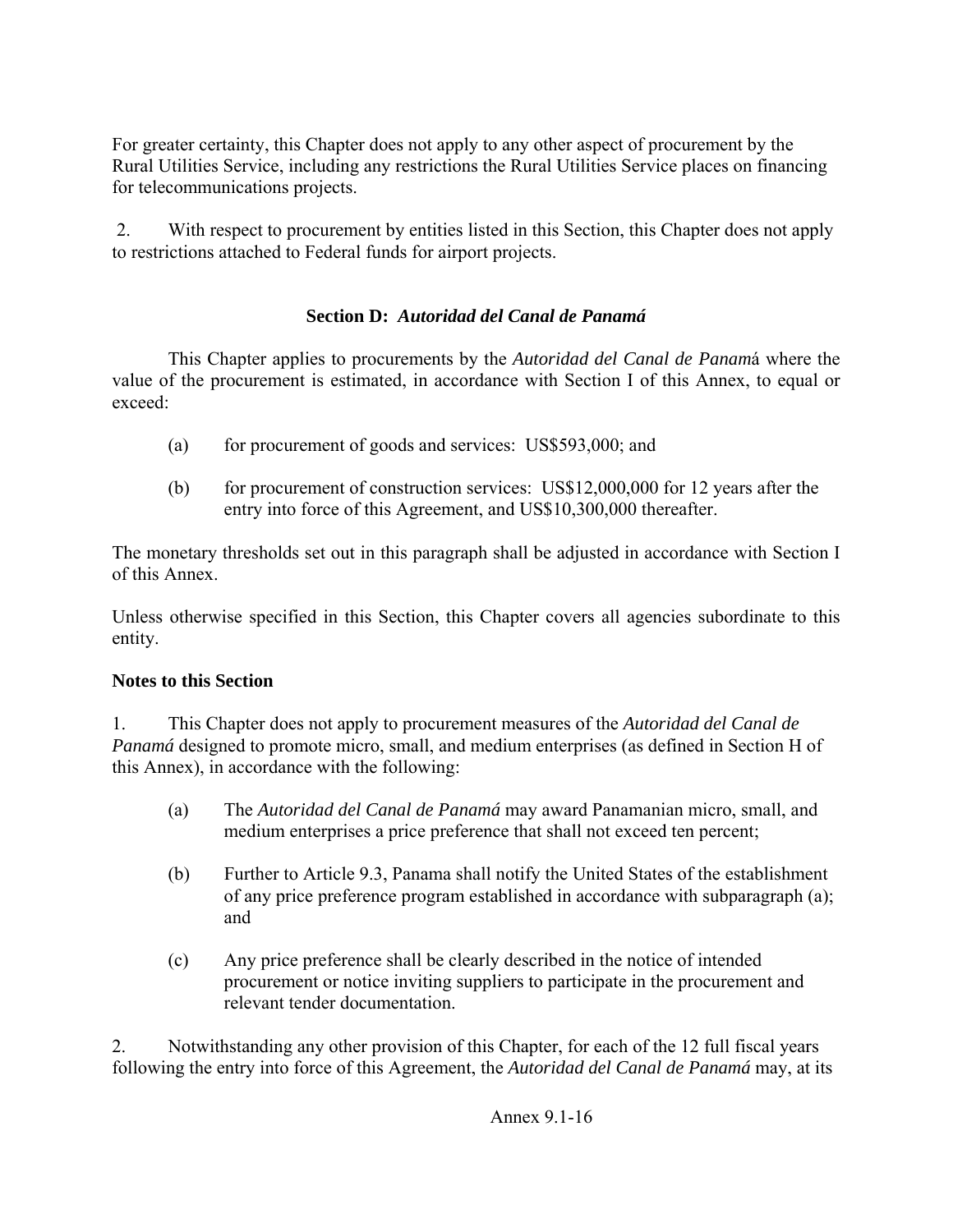For greater certainty, this Chapter does not apply to any other aspect of procurement by the Rural Utilities Service, including any restrictions the Rural Utilities Service places on financing for telecommunications projects.

2. With respect to procurement by entities listed in this Section, this Chapter does not apply to restrictions attached to Federal funds for airport projects.

### Section D: *Autoridad del Canal de Panamá*

This Chapter applies to procurements by the *Autoridad del Canal de Panam*á where the value of the procurement is estimated, in accordance with Section I of this Annex, to equal or exceed:

(a) for procurement of goods and services: US$593,000; and

(b) for procurement of construction services: US$12,000,000 for 12 years after the entry into force of this Agreement, and US$10,300,000 thereafter.

The monetary thresholds set out in this paragraph shall be adjusted in accordance with Section I of this Annex.

Unless otherwise specified in this Section, this Chapter covers all agencies subordinate to this entity.

**Notes to this Section**

1. This Chapter does not apply to procurement measures of the *Autoridad del Canal de Panamá* designed to promote micro, small, and medium enterprises (as defined in Section H of this Annex), in accordance with the following:

(a) The *Autoridad del Canal de Panamá* may award Panamanian micro, small, and medium enterprises a price preference that shall not exceed ten percent;

(b) Further to Article 9.3, Panama shall notify the United States of the establishment of any price preference program established in accordance with subparagraph (a); and

(c) Any price preference shall be clearly described in the notice of intended procurement or notice inviting suppliers to participate in the procurement and relevant tender documentation.

2. Notwithstanding any other provision of this Chapter, for each of the 12 full fiscal years following the entry into force of this Agreement, the *Autoridad del Canal de Panamá* may, at its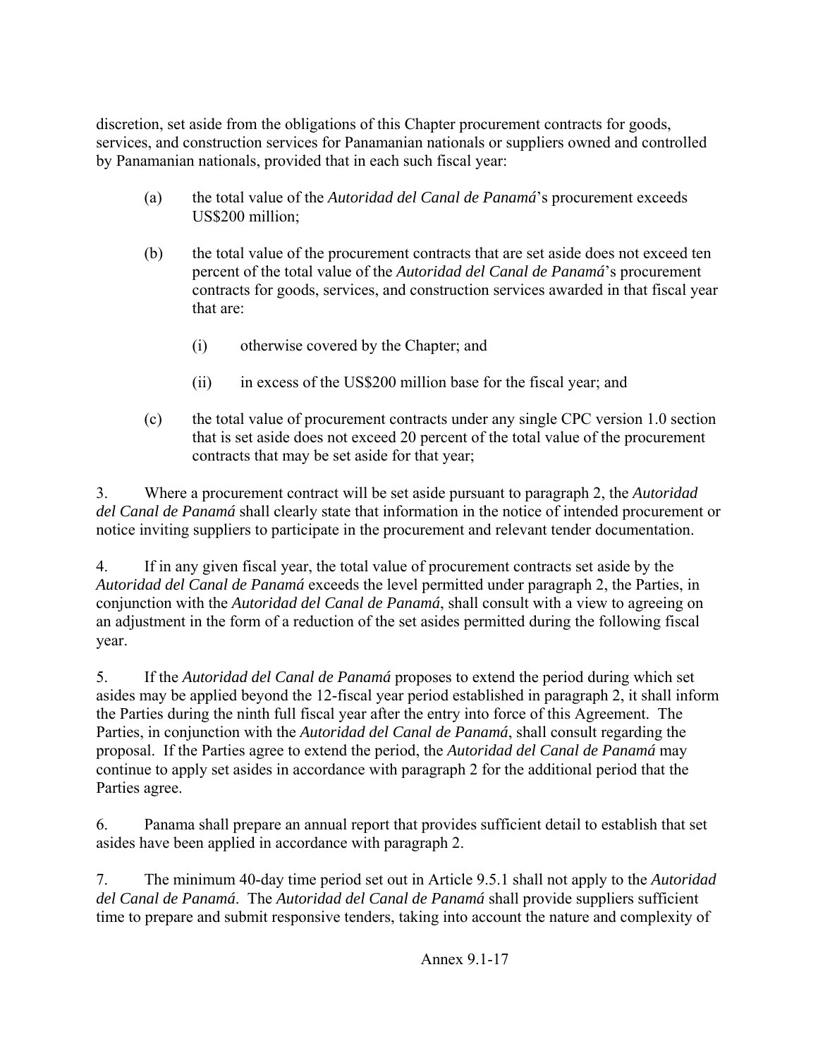discretion, set aside from the obligations of this Chapter procurement contracts for goods, services, and construction services for Panamanian nationals or suppliers owned and controlled by Panamanian nationals, provided that in each such fiscal year:

(a) the total value of the *Autoridad del Canal de Panamá*'s procurement exceeds US$200 million;

(b) the total value of the procurement contracts that are set aside does not exceed ten percent of the total value of the *Autoridad del Canal de Panamá*'s procurement contracts for goods, services, and construction services awarded in that fiscal year that are:

   (i) otherwise covered by the Chapter; and

   (ii) in excess of the US$200 million base for the fiscal year; and

(c) the total value of procurement contracts under any single CPC version 1.0 section that is set aside does not exceed 20 percent of the total value of the procurement contracts that may be set aside for that year;

3. Where a procurement contract will be set aside pursuant to paragraph 2, the *Autoridad del Canal de Panamá* shall clearly state that information in the notice of intended procurement or notice inviting suppliers to participate in the procurement and relevant tender documentation.

4. If in any given fiscal year, the total value of procurement contracts set aside by the *Autoridad del Canal de Panamá* exceeds the level permitted under paragraph 2, the Parties, in conjunction with the *Autoridad del Canal de Panamá*, shall consult with a view to agreeing on an adjustment in the form of a reduction of the set asides permitted during the following fiscal year.

5. If the *Autoridad del Canal de Panamá* proposes to extend the period during which set asides may be applied beyond the 12-fiscal year period established in paragraph 2, it shall inform the Parties during the ninth full fiscal year after the entry into force of this Agreement. The Parties, in conjunction with the *Autoridad del Canal de Panamá*, shall consult regarding the proposal. If the Parties agree to extend the period, the *Autoridad del Canal de Panamá* may continue to apply set asides in accordance with paragraph 2 for the additional period that the Parties agree.

6. Panama shall prepare an annual report that provides sufficient detail to establish that set asides have been applied in accordance with paragraph 2.

7. The minimum 40-day time period set out in Article 9.5.1 shall not apply to the *Autoridad del Canal de Panamá*. The *Autoridad del Canal de Panamá* shall provide suppliers sufficient time to prepare and submit responsive tenders, taking into account the nature and complexity of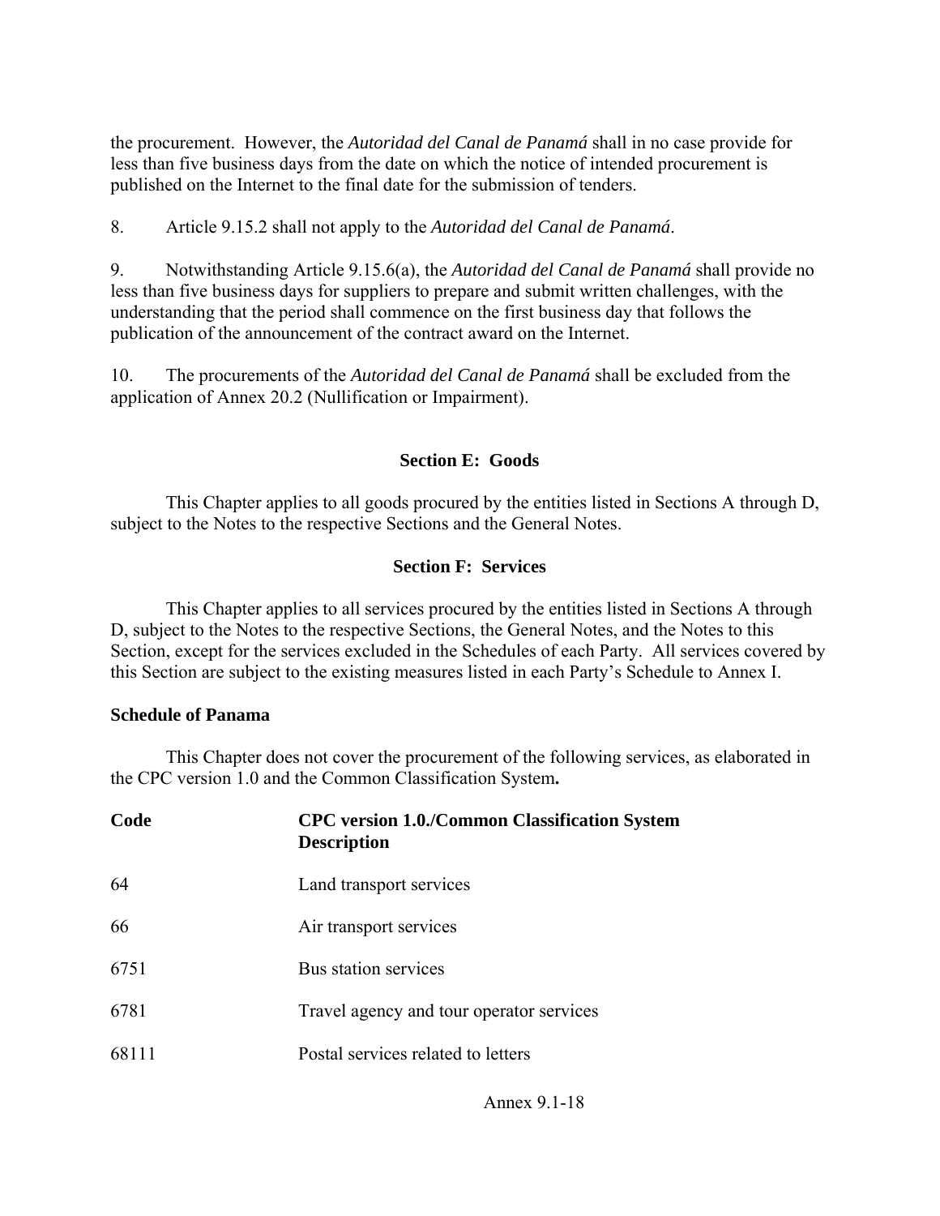the procurement. However, the *Autoridad del Canal de Panamá* shall in no case provide for less than five business days from the date on which the notice of intended procurement is published on the Internet to the final date for the submission of tenders.

8. Article 9.15.2 shall not apply to the *Autoridad del Canal de Panamá*.

9. Notwithstanding Article 9.15.6(a), the *Autoridad del Canal de Panamá* shall provide no less than five business days for suppliers to prepare and submit written challenges, with the understanding that the period shall commence on the first business day that follows the publication of the announcement of the contract award on the Internet.

10. The procurements of the *Autoridad del Canal de Panamá* shall be excluded from the application of Annex 20.2 (Nullification or Impairment).

## Section E: Goods

This Chapter applies to all goods procured by the entities listed in Sections A through D, subject to the Notes to the respective Sections and the General Notes.

## Section F: Services

This Chapter applies to all services procured by the entities listed in Sections A through D, subject to the Notes to the respective Sections, the General Notes, and the Notes to this Section, except for the services excluded in the Schedules of each Party. All services covered by this Section are subject to the existing measures listed in each Party's Schedule to Annex I.

**Schedule of Panama**

This Chapter does not cover the procurement of the following services, as elaborated in the CPC version 1.0 and the Common Classification System**.**

| Code | CPC version 1.0./Common Classification System Description |
|---|---|
| 64 | Land transport services |
| 66 | Air transport services |
| 6751 | Bus station services |
| 6781 | Travel agency and tour operator services |
| 68111 | Postal services related to letters |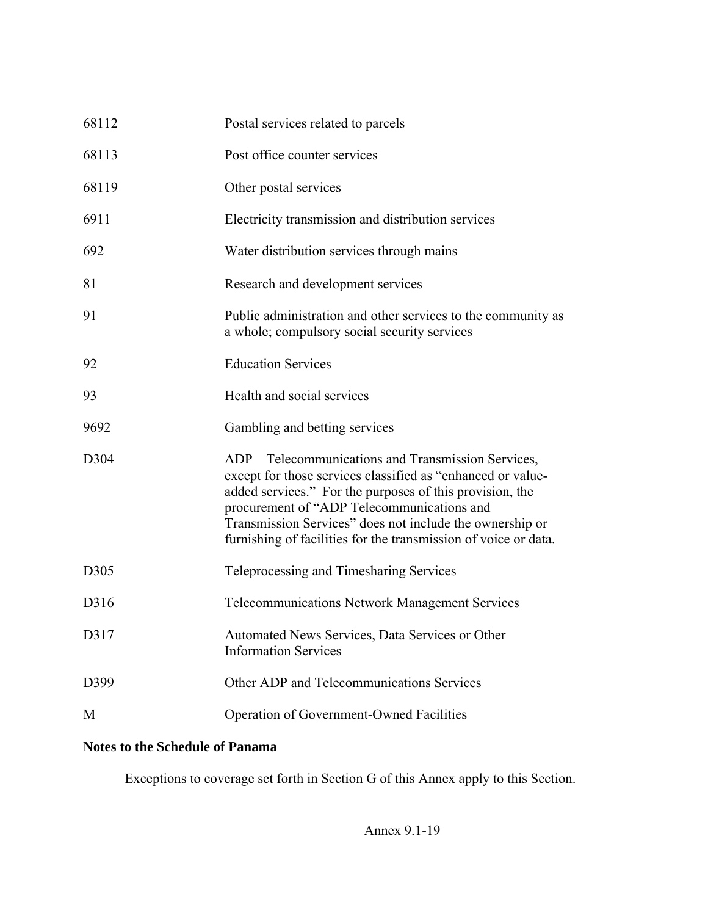| | |
|---|---|
| 68112 | Postal services related to parcels |
| 68113 | Post office counter services |
| 68119 | Other postal services |
| 6911 | Electricity transmission and distribution services |
| 692 | Water distribution services through mains |
| 81 | Research and development services |
| 91 | Public administration and other services to the community as a whole; compulsory social security services |
| 92 | Education Services |
| 93 | Health and social services |
| 9692 | Gambling and betting services |
| D304 | ADP Telecommunications and Transmission Services, except for those services classified as "enhanced or value-added services." For the purposes of this provision, the procurement of "ADP Telecommunications and Transmission Services" does not include the ownership or furnishing of facilities for the transmission of voice or data. |
| D305 | Teleprocessing and Timesharing Services |
| D316 | Telecommunications Network Management Services |
| D317 | Automated News Services, Data Services or Other Information Services |
| D399 | Other ADP and Telecommunications Services |
| M | Operation of Government-Owned Facilities |

**Notes to the Schedule of Panama**

Exceptions to coverage set forth in Section G of this Annex apply to this Section.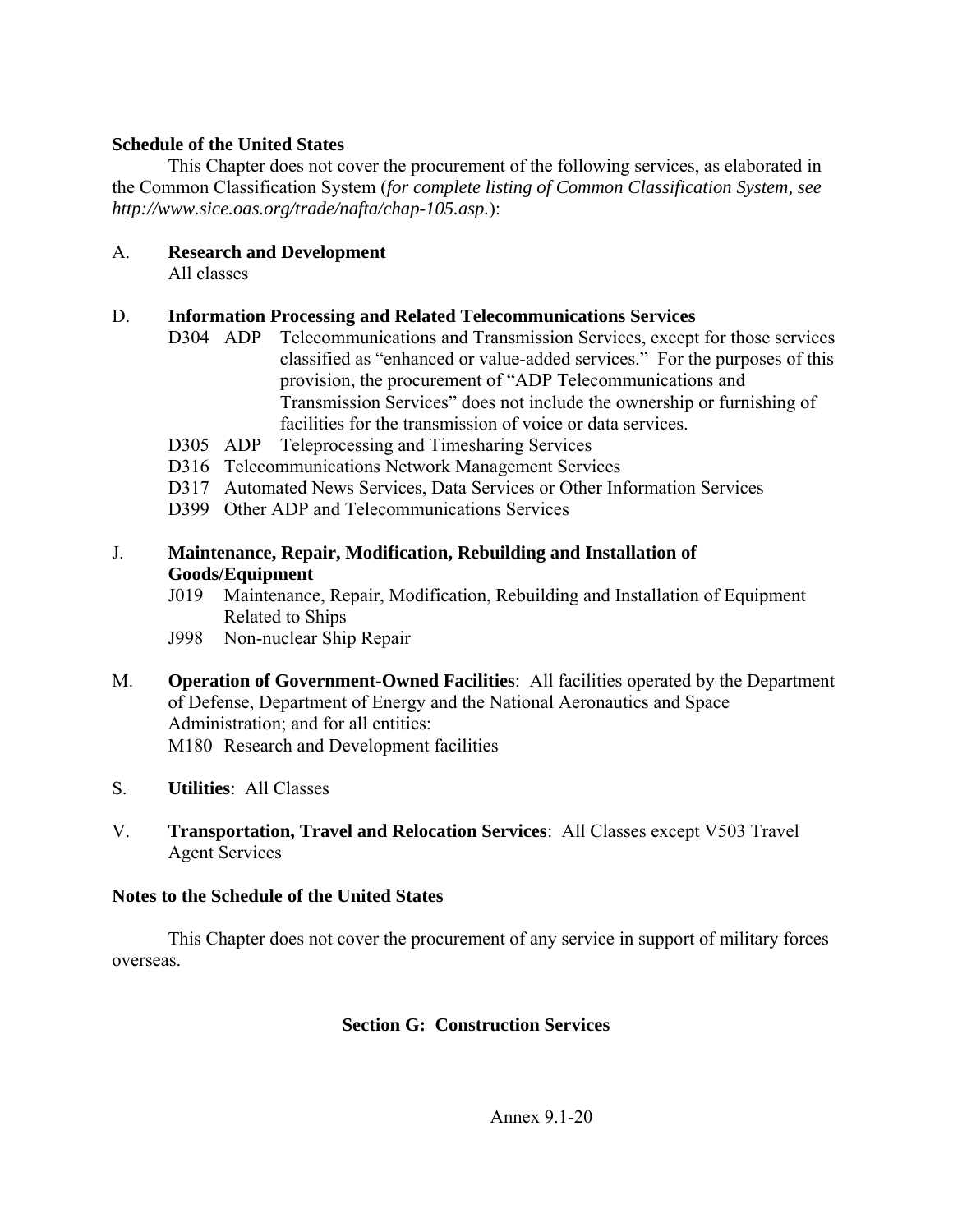**Schedule of the United States**

This Chapter does not cover the procurement of the following services, as elaborated in the Common Classification System (*for complete listing of Common Classification System, see http://www.sice.oas.org/trade/nafta/chap-105.asp.*):

A. **Research and Development**
   All classes

D. **Information Processing and Related Telecommunications Services**
   - D304 ADP Telecommunications and Transmission Services, except for those services classified as "enhanced or value-added services." For the purposes of this provision, the procurement of "ADP Telecommunications and Transmission Services" does not include the ownership or furnishing of facilities for the transmission of voice or data services.
   - D305 ADP Teleprocessing and Timesharing Services
   - D316 Telecommunications Network Management Services
   - D317 Automated News Services, Data Services or Other Information Services
   - D399 Other ADP and Telecommunications Services

J. **Maintenance, Repair, Modification, Rebuilding and Installation of Goods/Equipment**
   - J019 Maintenance, Repair, Modification, Rebuilding and Installation of Equipment Related to Ships
   - J998 Non-nuclear Ship Repair

M. **Operation of Government-Owned Facilities**: All facilities operated by the Department of Defense, Department of Energy and the National Aeronautics and Space Administration; and for all entities:
   M180 Research and Development facilities

S. **Utilities**: All Classes

V. **Transportation, Travel and Relocation Services**: All Classes except V503 Travel Agent Services

**Notes to the Schedule of the United States**

This Chapter does not cover the procurement of any service in support of military forces overseas.

**Section G: Construction Services**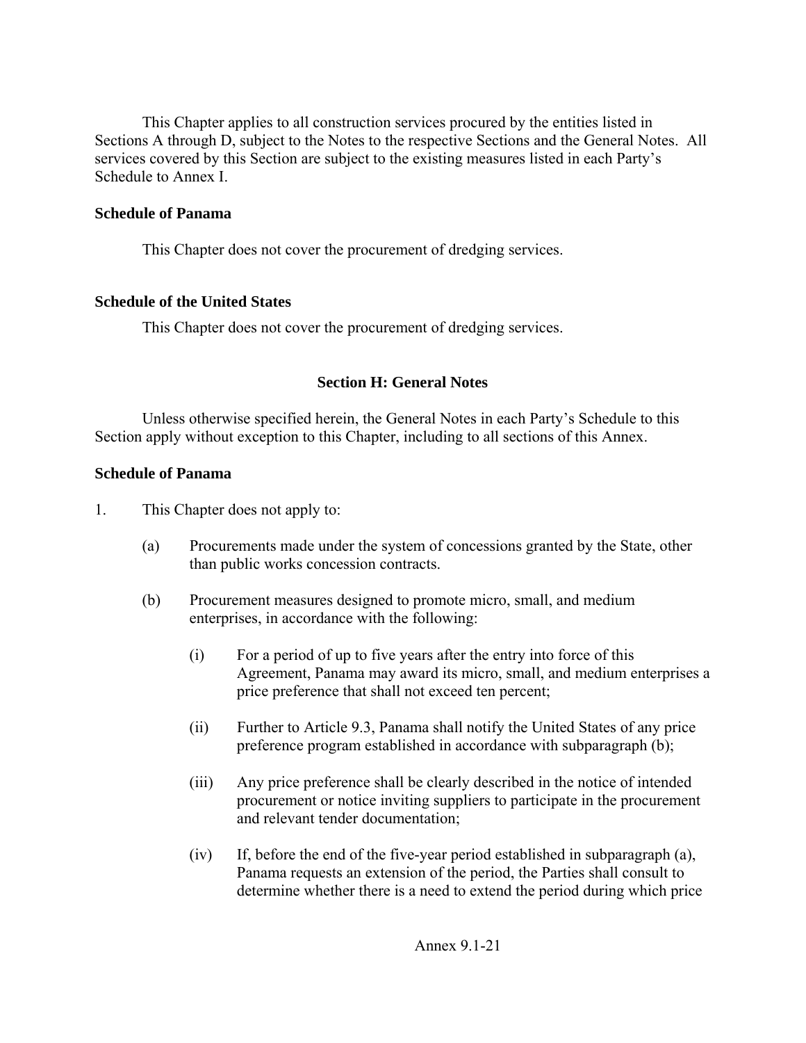This Chapter applies to all construction services procured by the entities listed in Sections A through D, subject to the Notes to the respective Sections and the General Notes. All services covered by this Section are subject to the existing measures listed in each Party's Schedule to Annex I.

**Schedule of Panama**

This Chapter does not cover the procurement of dredging services.

**Schedule of the United States**

This Chapter does not cover the procurement of dredging services.

## Section H: General Notes

Unless otherwise specified herein, the General Notes in each Party's Schedule to this Section apply without exception to this Chapter, including to all sections of this Annex.

**Schedule of Panama**

1. This Chapter does not apply to:

   (a) Procurements made under the system of concessions granted by the State, other than public works concession contracts.

   (b) Procurement measures designed to promote micro, small, and medium enterprises, in accordance with the following:

      (i) For a period of up to five years after the entry into force of this Agreement, Panama may award its micro, small, and medium enterprises a price preference that shall not exceed ten percent;

      (ii) Further to Article 9.3, Panama shall notify the United States of any price preference program established in accordance with subparagraph (b);

      (iii) Any price preference shall be clearly described in the notice of intended procurement or notice inviting suppliers to participate in the procurement and relevant tender documentation;

      (iv) If, before the end of the five-year period established in subparagraph (a), Panama requests an extension of the period, the Parties shall consult to determine whether there is a need to extend the period during which price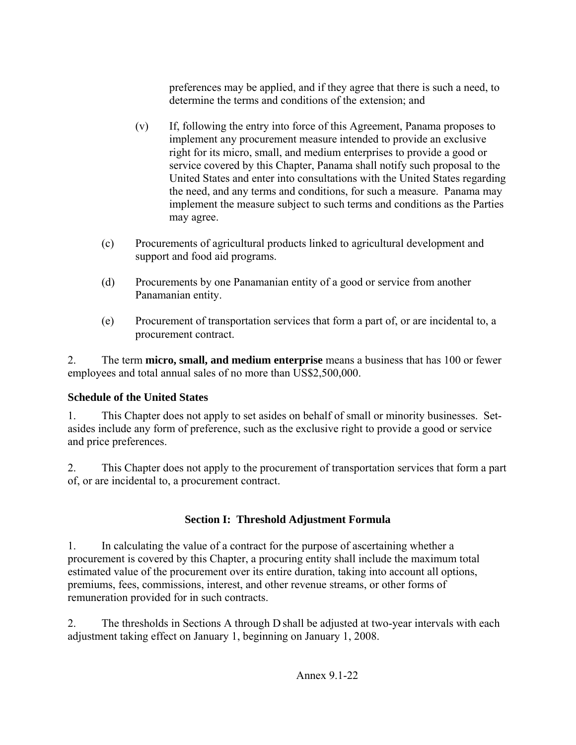preferences may be applied, and if they agree that there is such a need, to determine the terms and conditions of the extension; and

(v) If, following the entry into force of this Agreement, Panama proposes to implement any procurement measure intended to provide an exclusive right for its micro, small, and medium enterprises to provide a good or service covered by this Chapter, Panama shall notify such proposal to the United States and enter into consultations with the United States regarding the need, and any terms and conditions, for such a measure. Panama may implement the measure subject to such terms and conditions as the Parties may agree.

(c) Procurements of agricultural products linked to agricultural development and support and food aid programs.

(d) Procurements by one Panamanian entity of a good or service from another Panamanian entity.

(e) Procurement of transportation services that form a part of, or are incidental to, a procurement contract.

2. The term **micro, small, and medium enterprise** means a business that has 100 or fewer employees and total annual sales of no more than US$2,500,000.

**Schedule of the United States**

1. This Chapter does not apply to set asides on behalf of small or minority businesses. Set-asides include any form of preference, such as the exclusive right to provide a good or service and price preferences.

2. This Chapter does not apply to the procurement of transportation services that form a part of, or are incidental to, a procurement contract.

## Section I: Threshold Adjustment Formula

1. In calculating the value of a contract for the purpose of ascertaining whether a procurement is covered by this Chapter, a procuring entity shall include the maximum total estimated value of the procurement over its entire duration, taking into account all options, premiums, fees, commissions, interest, and other revenue streams, or other forms of remuneration provided for in such contracts.

2. The thresholds in Sections A through D shall be adjusted at two-year intervals with each adjustment taking effect on January 1, beginning on January 1, 2008.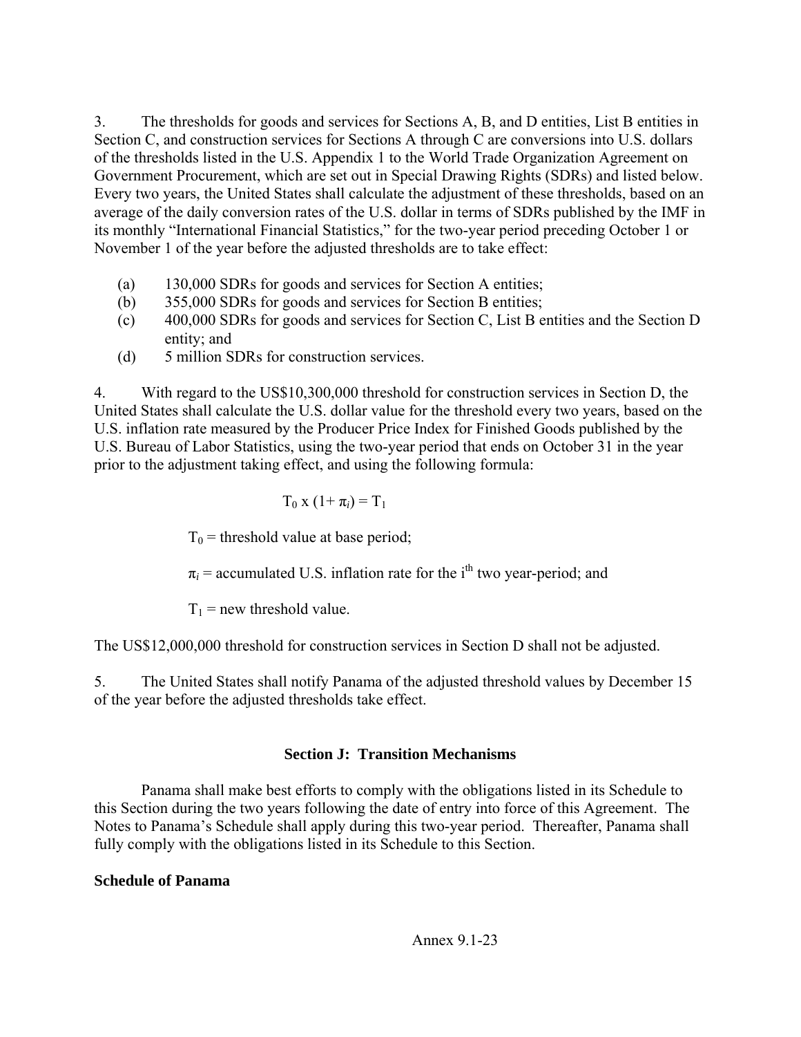3. The thresholds for goods and services for Sections A, B, and D entities, List B entities in Section C, and construction services for Sections A through C are conversions into U.S. dollars of the thresholds listed in the U.S. Appendix 1 to the World Trade Organization Agreement on Government Procurement, which are set out in Special Drawing Rights (SDRs) and listed below. Every two years, the United States shall calculate the adjustment of these thresholds, based on an average of the daily conversion rates of the U.S. dollar in terms of SDRs published by the IMF in its monthly "International Financial Statistics," for the two-year period preceding October 1 or November 1 of the year before the adjusted thresholds are to take effect:

(a) 130,000 SDRs for goods and services for Section A entities;
(b) 355,000 SDRs for goods and services for Section B entities;
(c) 400,000 SDRs for goods and services for Section C, List B entities and the Section D entity; and
(d) 5 million SDRs for construction services.

4. With regard to the US$10,300,000 threshold for construction services in Section D, the United States shall calculate the U.S. dollar value for the threshold every two years, based on the U.S. inflation rate measured by the Producer Price Index for Finished Goods published by the U.S. Bureau of Labor Statistics, using the two-year period that ends on October 31 in the year prior to the adjustment taking effect, and using the following formula:

$$T_0 \text{ x } (1 + \pi_i) = T_1$$

$T_0$ = threshold value at base period;

$\pi_i$ = accumulated U.S. inflation rate for the $i^{th}$ two year-period; and

$T_1$ = new threshold value.

The US$12,000,000 threshold for construction services in Section D shall not be adjusted.

5. The United States shall notify Panama of the adjusted threshold values by December 15 of the year before the adjusted thresholds take effect.

## Section J: Transition Mechanisms

Panama shall make best efforts to comply with the obligations listed in its Schedule to this Section during the two years following the date of entry into force of this Agreement. The Notes to Panama's Schedule shall apply during this two-year period. Thereafter, Panama shall fully comply with the obligations listed in its Schedule to this Section.

**Schedule of Panama**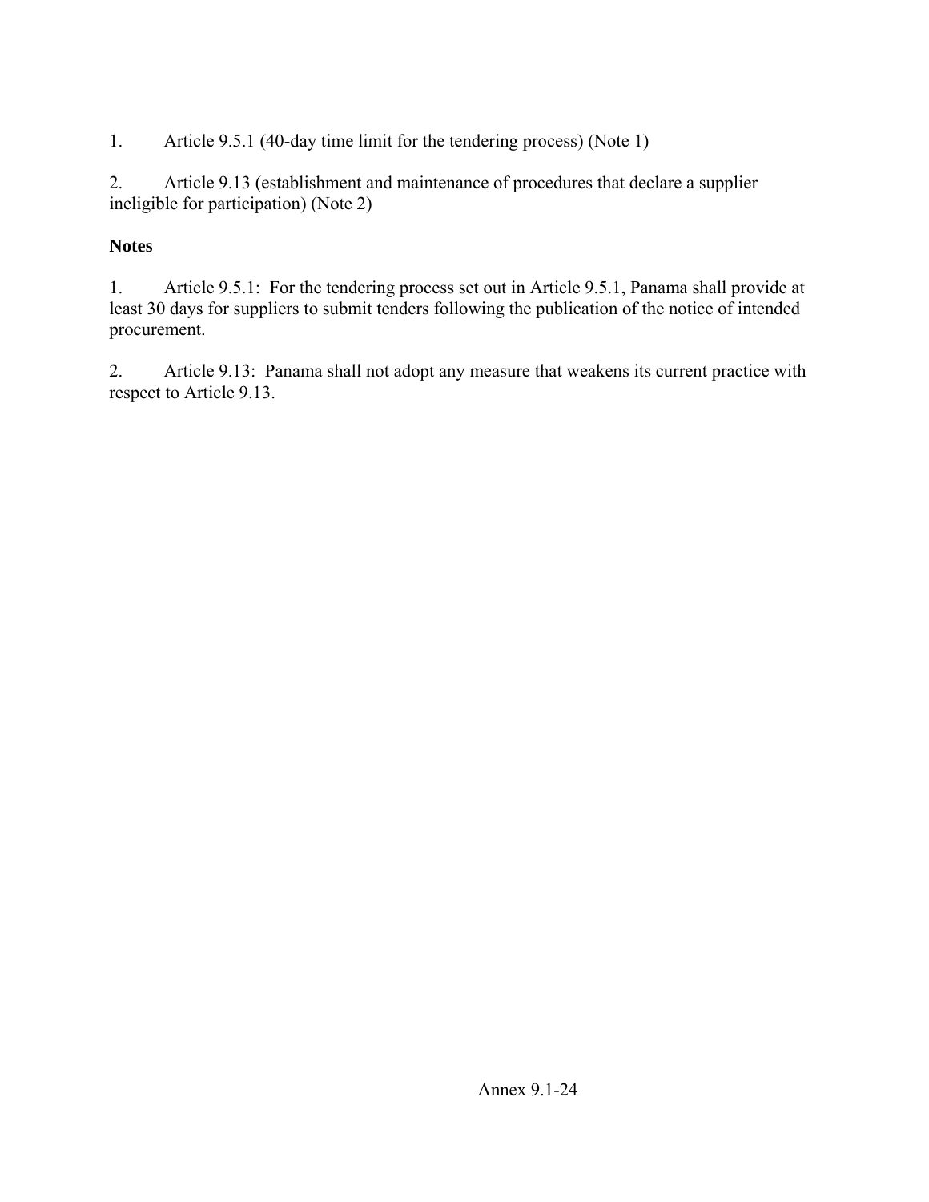1. Article 9.5.1 (40-day time limit for the tendering process) (Note 1)

2. Article 9.13 (establishment and maintenance of procedures that declare a supplier ineligible for participation) (Note 2)

**Notes**

1. Article 9.5.1: For the tendering process set out in Article 9.5.1, Panama shall provide at least 30 days for suppliers to submit tenders following the publication of the notice of intended procurement.

2. Article 9.13: Panama shall not adopt any measure that weakens its current practice with respect to Article 9.13.